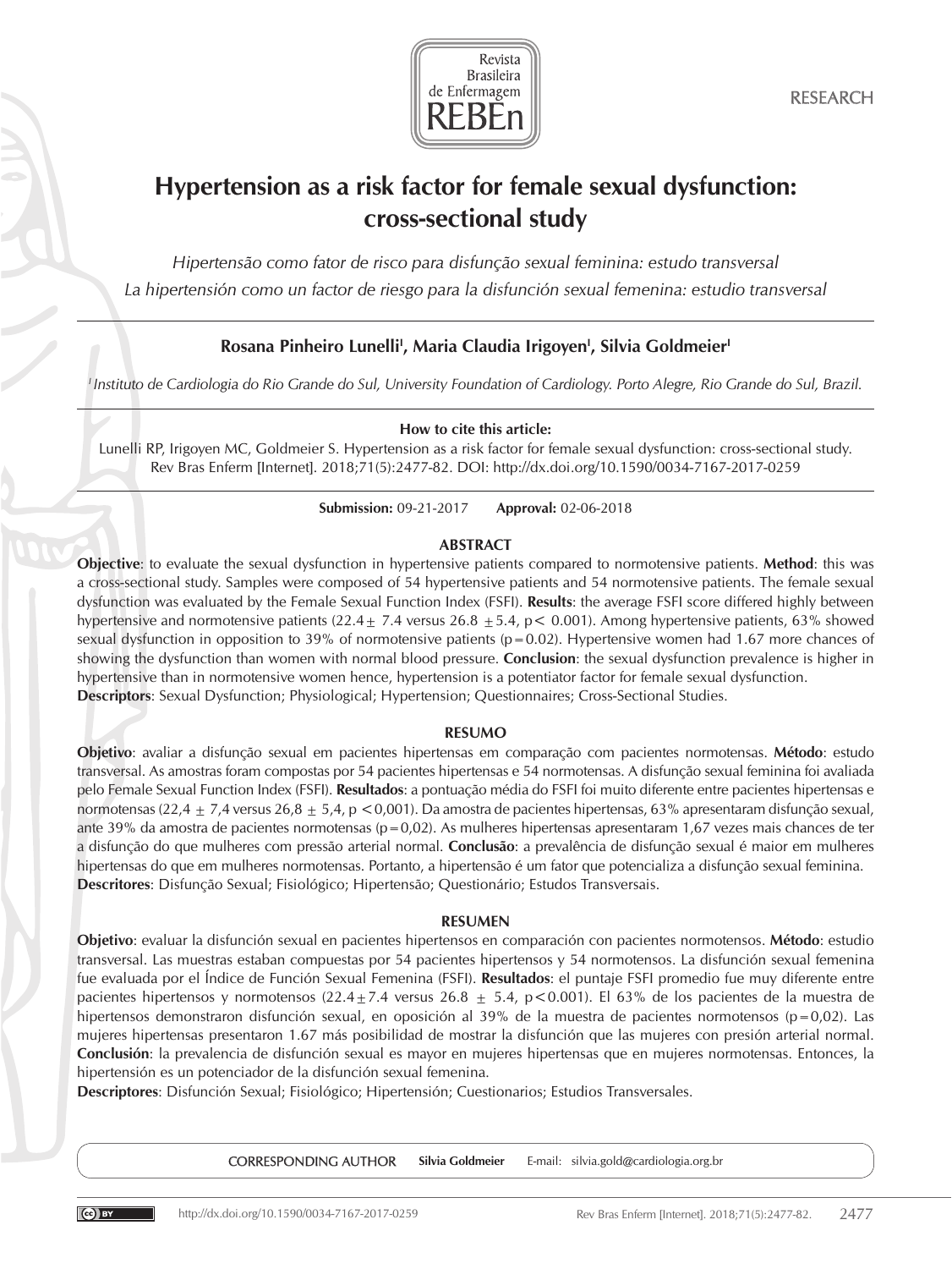RESEARCH

# Hypertension as a risk factor for female sexual dysfunction: cross-sectional study

*Hipertensão como fator de risco para disfunção sexual feminina: estudo transversal*

*La hipertensión como un factor de riesgo para la disfunción sexual femenina: estudio transversal*

**Rosana Pinheiro Lunelli[I], Maria Claudia Irigoyen[I], Silvia Goldmeier[I]**

[I] *Instituto de Cardiologia do Rio Grande do Sul, University Foundation of Cardiology. Porto Alegre, Rio Grande do Sul, Brazil.*

**How to cite this article:**

Lunelli RP, Irigoyen MC, Goldmeier S. Hypertension as a risk factor for female sexual dysfunction: cross-sectional study. Rev Bras Enferm [Internet]. 2018;71(5):2477-82. DOI: http://dx.doi.org/10.1590/0034-7167-2017-0259

**Submission:** 09-21-2017 **Approval:** 02-06-2018

## ABSTRACT

**Objective**: to evaluate the sexual dysfunction in hypertensive patients compared to normotensive patients. **Method**: this was a cross-sectional study. Samples were composed of 54 hypertensive patients and 54 normotensive patients. The female sexual dysfunction was evaluated by the Female Sexual Function Index (FSFI). **Results**: the average FSFI score differed highly between hypertensive and normotensive patients ($22.4 \pm 7.4$ versus $26.8 \pm 5.4$, $p < 0.001$). Among hypertensive patients, 63% showed sexual dysfunction in opposition to 39% of normotensive patients ($p = 0.02$). Hypertensive women had 1.67 more chances of showing the dysfunction than women with normal blood pressure. **Conclusion**: the sexual dysfunction prevalence is higher in hypertensive than in normotensive women hence, hypertension is a potentiator factor for female sexual dysfunction.

**Descriptors**: Sexual Dysfunction; Physiological; Hypertension; Questionnaires; Cross-Sectional Studies.

## RESUMO

**Objetivo**: avaliar a disfunção sexual em pacientes hipertensas em comparação com pacientes normotensas. **Método**: estudo transversal. As amostras foram compostas por 54 pacientes hipertensas e 54 normotensas. A disfunção sexual feminina foi avaliada pelo Female Sexual Function Index (FSFI). **Resultados**: a pontuação média do FSFI foi muito diferente entre pacientes hipertensas e normotensas ($22,4 \pm 7,4$ versus $26,8 \pm 5,4$, $p < 0,001$). Da amostra de pacientes hipertensas, 63% apresentaram disfunção sexual, ante 39% da amostra de pacientes normotensas ($p = 0,02$). As mulheres hipertensas apresentaram 1,67 vezes mais chances de ter a disfunção do que mulheres com pressão arterial normal. **Conclusão**: a prevalência de disfunção sexual é maior em mulheres hipertensas do que em mulheres normotensas. Portanto, a hipertensão é um fator que potencializa a disfunção sexual feminina.

**Descritores**: Disfunção Sexual; Fisiológico; Hipertensão; Questionário; Estudos Transversais.

## RESUMEN

**Objetivo**: evaluar la disfunción sexual en pacientes hipertensos en comparación con pacientes normotensos. **Método**: estudio transversal. Las muestras estaban compuestas por 54 pacientes hipertensos y 54 normotensos. La disfunción sexual femenina fue evaluada por el Índice de Función Sexual Femenina (FSFI). **Resultados**: el puntaje FSFI promedio fue muy diferente entre pacientes hipertensos y normotensos ($22.4 \pm 7.4$ versus $26.8 \pm 5.4$, $p < 0.001$). El 63% de los pacientes de la muestra de hipertensos demonstraron disfunción sexual, en oposición al 39% de la muestra de pacientes normotensos ($p = 0,02$). Las mujeres hipertensas presentaron 1.67 más posibilidad de mostrar la disfunción que las mujeres con presión arterial normal. **Conclusión**: la prevalencia de disfunción sexual es mayor en mujeres hipertensas que en mujeres normotensas. Entonces, la hipertensión es un potenciador de la disfunción sexual femenina.

**Descriptores**: Disfunción Sexual; Fisiológico; Hipertensión; Cuestionarios; Estudios Transversales.

CORRESPONDING AUTHOR **Silvia Goldmeier** E-mail: silvia.gold@cardiologia.org.br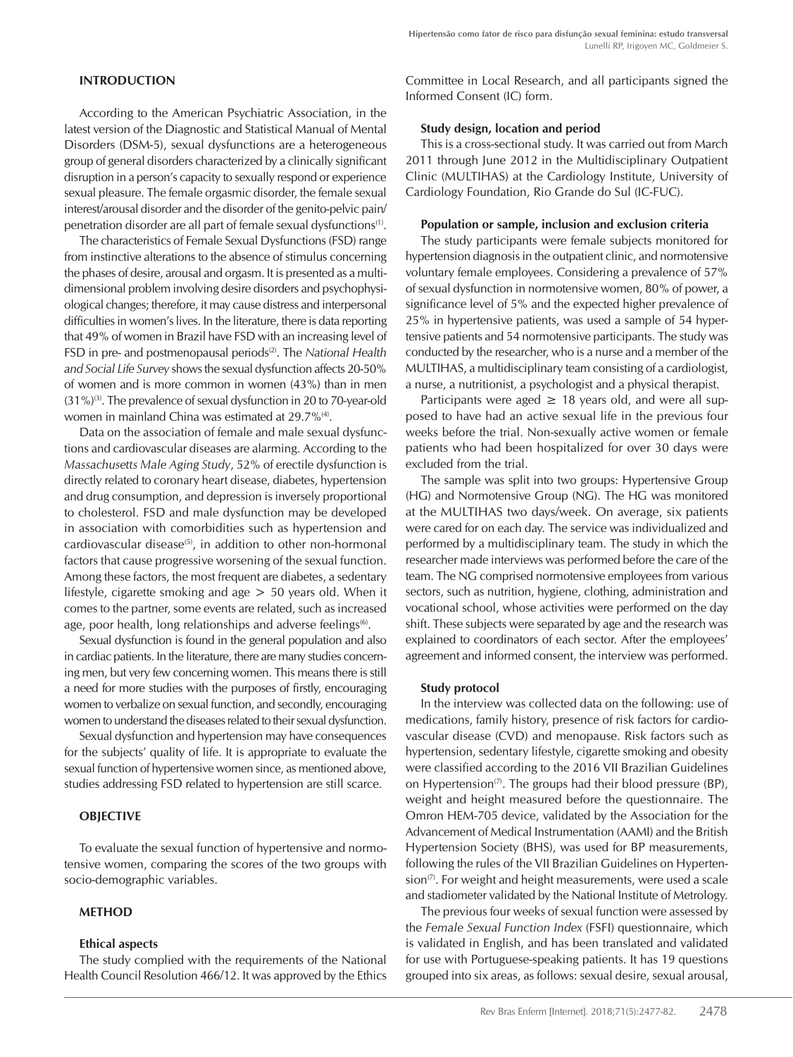## INTRODUCTION

According to the American Psychiatric Association, in the latest version of the Diagnostic and Statistical Manual of Mental Disorders (DSM-5), sexual dysfunctions are a heterogeneous group of general disorders characterized by a clinically significant disruption in a person's capacity to sexually respond or experience sexual pleasure. The female orgasmic disorder, the female sexual interest/arousal disorder and the disorder of the genito-pelvic pain/penetration disorder are all part of female sexual dysfunctions[1].

The characteristics of Female Sexual Dysfunctions (FSD) range from instinctive alterations to the absence of stimulus concerning the phases of desire, arousal and orgasm. It is presented as a multidimensional problem involving desire disorders and psychophysiological changes; therefore, it may cause distress and interpersonal difficulties in women's lives. In the literature, there is data reporting that 49% of women in Brazil have FSD with an increasing level of FSD in pre- and postmenopausal periods[2]. The *National Health and Social Life Survey* shows the sexual dysfunction affects 20-50% of women and is more common in women (43%) than in men (31%)[3]. The prevalence of sexual dysfunction in 20 to 70-year-old women in mainland China was estimated at 29.7%[4].

Data on the association of female and male sexual dysfunctions and cardiovascular diseases are alarming. According to the *Massachusetts Male Aging Study*, 52% of erectile dysfunction is directly related to coronary heart disease, diabetes, hypertension and drug consumption, and depression is inversely proportional to cholesterol. FSD and male dysfunction may be developed in association with comorbidities such as hypertension and cardiovascular disease[5], in addition to other non-hormonal factors that cause progressive worsening of the sexual function. Among these factors, the most frequent are diabetes, a sedentary lifestyle, cigarette smoking and age > 50 years old. When it comes to the partner, some events are related, such as increased age, poor health, long relationships and adverse feelings[6].

Sexual dysfunction is found in the general population and also in cardiac patients. In the literature, there are many studies concerning men, but very few concerning women. This means there is still a need for more studies with the purposes of firstly, encouraging women to verbalize on sexual function, and secondly, encouraging women to understand the diseases related to their sexual dysfunction.

Sexual dysfunction and hypertension may have consequences for the subjects' quality of life. It is appropriate to evaluate the sexual function of hypertensive women since, as mentioned above, studies addressing FSD related to hypertension are still scarce.

## OBJECTIVE

To evaluate the sexual function of hypertensive and normotensive women, comparing the scores of the two groups with socio-demographic variables.

## METHOD

### Ethical aspects

The study complied with the requirements of the National Health Council Resolution 466/12. It was approved by the Ethics Committee in Local Research, and all participants signed the Informed Consent (IC) form.

### Study design, location and period

This is a cross-sectional study. It was carried out from March 2011 through June 2012 in the Multidisciplinary Outpatient Clinic (MULTIHAS) at the Cardiology Institute, University of Cardiology Foundation, Rio Grande do Sul (IC-FUC).

### Population or sample, inclusion and exclusion criteria

The study participants were female subjects monitored for hypertension diagnosis in the outpatient clinic, and normotensive voluntary female employees. Considering a prevalence of 57% of sexual dysfunction in normotensive women, 80% of power, a significance level of 5% and the expected higher prevalence of 25% in hypertensive patients, was used a sample of 54 hypertensive patients and 54 normotensive participants. The study was conducted by the researcher, who is a nurse and a member of the MULTIHAS, a multidisciplinary team consisting of a cardiologist, a nurse, a nutritionist, a psychologist and a physical therapist.

Participants were aged ≥ 18 years old, and were all supposed to have had an active sexual life in the previous four weeks before the trial. Non-sexually active women or female patients who had been hospitalized for over 30 days were excluded from the trial.

The sample was split into two groups: Hypertensive Group (HG) and Normotensive Group (NG). The HG was monitored at the MULTIHAS two days/week. On average, six patients were cared for on each day. The service was individualized and performed by a multidisciplinary team. The study in which the researcher made interviews was performed before the care of the team. The NG comprised normotensive employees from various sectors, such as nutrition, hygiene, clothing, administration and vocational school, whose activities were performed on the day shift. These subjects were separated by age and the research was explained to coordinators of each sector. After the employees' agreement and informed consent, the interview was performed.

### Study protocol

In the interview was collected data on the following: use of medications, family history, presence of risk factors for cardiovascular disease (CVD) and menopause. Risk factors such as hypertension, sedentary lifestyle, cigarette smoking and obesity were classified according to the 2016 VII Brazilian Guidelines on Hypertension[7]. The groups had their blood pressure (BP), weight and height measured before the questionnaire. The Omron HEM-705 device, validated by the Association for the Advancement of Medical Instrumentation (AAMI) and the British Hypertension Society (BHS), was used for BP measurements, following the rules of the VII Brazilian Guidelines on Hypertension[7]. For weight and height measurements, were used a scale and stadiometer validated by the National Institute of Metrology.

The previous four weeks of sexual function were assessed by the *Female Sexual Function Index* (FSFI) questionnaire, which is validated in English, and has been translated and validated for use with Portuguese-speaking patients. It has 19 questions grouped into six areas, as follows: sexual desire, sexual arousal,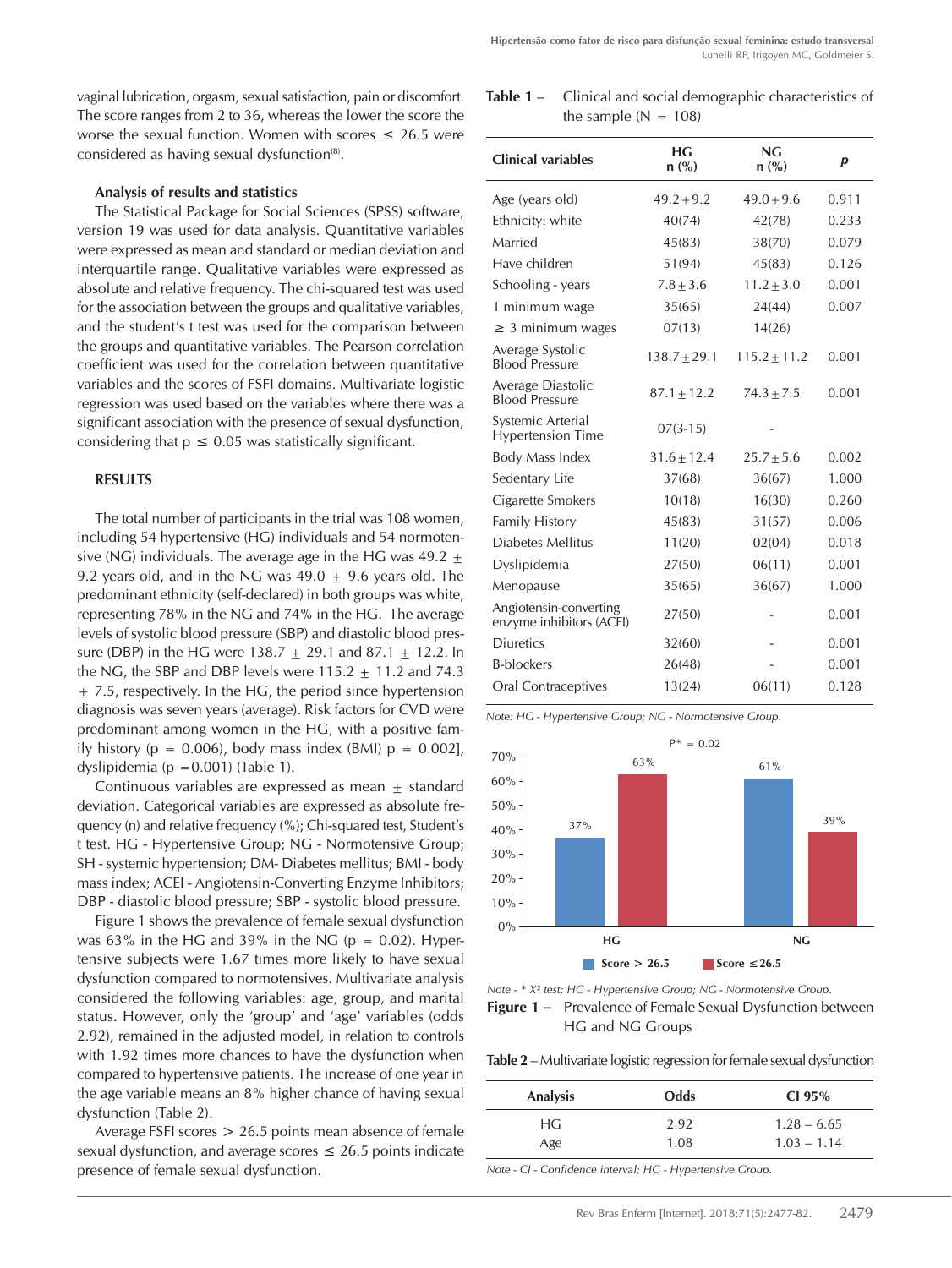vaginal lubrication, orgasm, sexual satisfaction, pain or discomfort. The score ranges from 2 to 36, whereas the lower the score the worse the sexual function. Women with scores ≤ 26.5 were considered as having sexual dysfunction[8].

#### Analysis of results and statistics

The Statistical Package for Social Sciences (SPSS) software, version 19 was used for data analysis. Quantitative variables were expressed as mean and standard or median deviation and interquartile range. Qualitative variables were expressed as absolute and relative frequency. The chi-squared test was used for the association between the groups and qualitative variables, and the student's t test was used for the comparison between the groups and quantitative variables. The Pearson correlation coefficient was used for the correlation between quantitative variables and the scores of FSFI domains. Multivariate logistic regression was used based on the variables where there was a significant association with the presence of sexual dysfunction, considering that p ≤ 0.05 was statistically significant.

## RESULTS

The total number of participants in the trial was 108 women, including 54 hypertensive (HG) individuals and 54 normotensive (NG) individuals. The average age in the HG was 49.2 ± 9.2 years old, and in the NG was 49.0 ± 9.6 years old. The predominant ethnicity (self-declared) in both groups was white, representing 78% in the NG and 74% in the HG. The average levels of systolic blood pressure (SBP) and diastolic blood pressure (DBP) in the HG were 138.7 ± 29.1 and 87.1 ± 12.2. In the NG, the SBP and DBP levels were 115.2 ± 11.2 and 74.3 ± 7.5, respectively. In the HG, the period since hypertension diagnosis was seven years (average). Risk factors for CVD were predominant among women in the HG, with a positive family history (p = 0.006), body mass index (BMI) p = 0.002], dyslipidemia (p = 0.001) (Table 1).

Continuous variables are expressed as mean ± standard deviation. Categorical variables are expressed as absolute frequency (n) and relative frequency (%); Chi-squared test, Student's t test. HG - Hypertensive Group; NG - Normotensive Group; SH - systemic hypertension; DM- Diabetes mellitus; BMI - body mass index; ACEI - Angiotensin-Converting Enzyme Inhibitors; DBP - diastolic blood pressure; SBP - systolic blood pressure.

Figure 1 shows the prevalence of female sexual dysfunction was 63% in the HG and 39% in the NG (p = 0.02). Hypertensive subjects were 1.67 times more likely to have sexual dysfunction compared to normotensives. Multivariate analysis considered the following variables: age, group, and marital status. However, only the 'group' and 'age' variables (odds 2.92), remained in the adjusted model, in relation to controls with 1.92 times more chances to have the dysfunction when compared to hypertensive patients. The increase of one year in the age variable means an 8% higher chance of having sexual dysfunction (Table 2).

Average FSFI scores > 26.5 points mean absence of female sexual dysfunction, and average scores ≤ 26.5 points indicate presence of female sexual dysfunction.

**Table 1 –** Clinical and social demographic characteristics of the sample (N = 108)

| Clinical variables | HG n (%) | NG n (%) | p |
|---|---|---|---|
| Age (years old) | 49.2 ± 9.2 | 49.0 ± 9.6 | 0.911 |
| Ethnicity: white | 40(74) | 42(78) | 0.233 |
| Married | 45(83) | 38(70) | 0.079 |
| Have children | 51(94) | 45(83) | 0.126 |
| Schooling - years | 7.8 ± 3.6 | 11.2 ± 3.0 | 0.001 |
| 1 minimum wage | 35(65) | 24(44) | 0.007 |
| ≥ 3 minimum wages | 07(13) | 14(26) | |
| Average Systolic Blood Pressure | 138.7 ± 29.1 | 115.2 ± 11.2 | 0.001 |
| Average Diastolic Blood Pressure | 87.1 ± 12.2 | 74.3 ± 7.5 | 0.001 |
| Systemic Arterial Hypertension Time | 07(3-15) | - | |
| Body Mass Index | 31.6 ± 12.4 | 25.7 ± 5.6 | 0.002 |
| Sedentary Life | 37(68) | 36(67) | 1.000 |
| Cigarette Smokers | 10(18) | 16(30) | 0.260 |
| Family History | 45(83) | 31(57) | 0.006 |
| Diabetes Mellitus | 11(20) | 02(04) | 0.018 |
| Dyslipidemia | 27(50) | 06(11) | 0.001 |
| Menopause | 35(65) | 36(67) | 1.000 |
| Angiotensin-converting enzyme inhibitors (ACEI) | 27(50) | - | 0.001 |
| Diuretics | 32(60) | - | 0.001 |
| Β-blockers | 26(48) | - | 0.001 |
| Oral Contraceptives | 13(24) | 06(11) | 0.128 |

*Note: HG - Hypertensive Group; NG - Normotensive Group.*

*Note - * X² test; HG - Hypertensive Group; NG - Normotensive Group.*

**Figure 1 –** Prevalence of Female Sexual Dysfunction between HG and NG Groups

**Table 2 –** Multivariate logistic regression for female sexual dysfunction

| Analysis | Odds | CI 95% |
|---|---|---|
| HG | 2.92 | 1.28 – 6.65 |
| Age | 1.08 | 1.03 – 1.14 |

*Note - CI - Confidence interval; HG - Hypertensive Group.*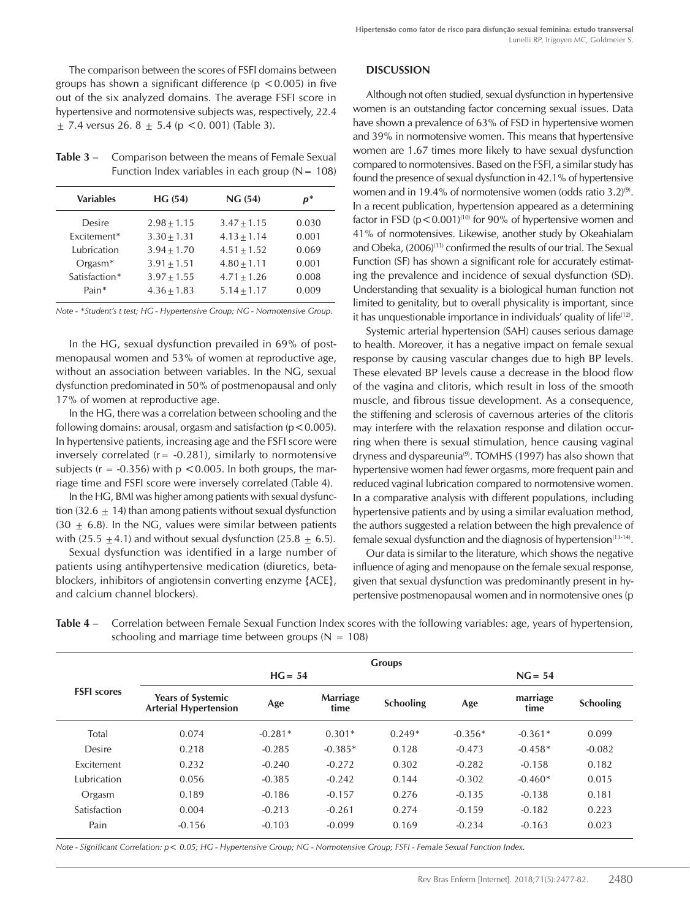The comparison between the scores of FSFI domains between groups has shown a significant difference ($p < 0.005$) in five out of the six analyzed domains. The average FSFI score in hypertensive and normotensive subjects was, respectively, $22.4 \pm 7.4$ versus $26.8 \pm 5.4$ ($p < 0.001$) (Table 3).

**Table 3** – Comparison between the means of Female Sexual Function Index variables in each group (N= 108)

| Variables | HG (54) | NG (54) | *p** |
|---|---|---|---|
| Desire | $2.98 \pm 1.15$ | $3.47 \pm 1.15$ | 0.030 |
| Excitement* | $3.30 \pm 1.31$ | $4.13 \pm 1.14$ | 0.001 |
| Lubrication | $3.94 \pm 1.70$ | $4.51 \pm 1.52$ | 0.069 |
| Orgasm* | $3.91 \pm 1.51$ | $4.80 \pm 1.11$ | 0.001 |
| Satisfaction* | $3.97 \pm 1.55$ | $4.71 \pm 1.26$ | 0.008 |
| Pain* | $4.36 \pm 1.83$ | $5.14 \pm 1.17$ | 0.009 |

*Note - *Student's t test; HG - Hypertensive Group; NG - Normotensive Group.*

In the HG, sexual dysfunction prevailed in 69% of postmenopausal women and 53% of women at reproductive age, without an association between variables. In the NG, sexual dysfunction predominated in 50% of postmenopausal and only 17% of women at reproductive age.

In the HG, there was a correlation between schooling and the following domains: arousal, orgasm and satisfaction ($p < 0.005$). In hypertensive patients, increasing age and the FSFI score were inversely correlated ($r = -0.281$), similarly to normotensive subjects ($r = -0.356$) with $p < 0.005$. In both groups, the marriage time and FSFI score were inversely correlated (Table 4).

In the HG, BMI was higher among patients with sexual dysfunction ($32.6 \pm 14$) than among patients without sexual dysfunction ($30 \pm 6.8$). In the NG, values were similar between patients with ($25.5 \pm 4.1$) and without sexual dysfunction ($25.8 \pm 6.5$).

Sexual dysfunction was identified in a large number of patients using antihypertensive medication (diuretics, betablockers, inhibitors of angiotensin converting enzyme {ACE}, and calcium channel blockers).

## DISCUSSION

Although not often studied, sexual dysfunction in hypertensive women is an outstanding factor concerning sexual issues. Data have shown a prevalence of 63% of FSD in hypertensive women and 39% in normotensive women. This means that hypertensive women are 1.67 times more likely to have sexual dysfunction compared to normotensives. Based on the FSFI, a similar study has found the presence of sexual dysfunction in 42.1% of hypertensive women and in 19.4% of normotensive women (odds ratio 3.2)[9]. In a recent publication, hypertension appeared as a determining factor in FSD ($p < 0.001$)[10] for 90% of hypertensive women and 41% of normotensives. Likewise, another study by Okeahialam and Obeka, (2006)[11] confirmed the results of our trial. The Sexual Function (SF) has shown a significant role for accurately estimating the prevalence and incidence of sexual dysfunction (SD). Understanding that sexuality is a biological human function not limited to genitality, but to overall physicality is important, since it has unquestionable importance in individuals' quality of life[12].

Systemic arterial hypertension (SAH) causes serious damage to health. Moreover, it has a negative impact on female sexual response by causing vascular changes due to high BP levels. These elevated BP levels cause a decrease in the blood flow of the vagina and clitoris, which result in loss of the smooth muscle, and fibrous tissue development. As a consequence, the stiffening and sclerosis of cavernous arteries of the clitoris may interfere with the relaxation response and dilation occurring when there is sexual stimulation, hence causing vaginal dryness and dyspareunia[9]. TOMHS (1997) has also shown that hypertensive women had fewer orgasms, more frequent pain and reduced vaginal lubrication compared to normotensive women. In a comparative analysis with different populations, including hypertensive patients and by using a similar evaluation method, the authors suggested a relation between the high prevalence of female sexual dysfunction and the diagnosis of hypertension[13-14].

Our data is similar to the literature, which shows the negative influence of aging and menopause on the female sexual response, given that sexual dysfunction was predominantly present in hypertensive postmenopausal women and in normotensive ones (p

**Table 4** – Correlation between Female Sexual Function Index scores with the following variables: age, years of hypertension, schooling and marriage time between groups (N = 108)

| FSFI scores | Groups | | | | | | |
|---|---|---|---|---|---|---|---|
| | HG= 54 | | | | NG= 54 | | |
| | Years of Systemic Arterial Hypertension | Age | Marriage time | Schooling | Age | marriage time | Schooling |
| Total | 0.074 | -0.281* | 0.301* | 0.249* | -0.356* | -0.361* | 0.099 |
| Desire | 0.218 | -0.285 | -0.385* | 0.128 | -0.473 | -0.458* | -0.082 |
| Excitement | 0.232 | -0.240 | -0.272 | 0.302 | -0.282 | -0.158 | 0.182 |
| Lubrication | 0.056 | -0.385 | -0.242 | 0.144 | -0.302 | -0.460* | 0.015 |
| Orgasm | 0.189 | -0.186 | -0.157 | 0.276 | -0.135 | -0.138 | 0.181 |
| Satisfaction | 0.004 | -0.213 | -0.261 | 0.274 | -0.159 | -0.182 | 0.223 |
| Pain | -0.156 | -0.103 | -0.099 | 0.169 | -0.234 | -0.163 | 0.023 |

*Note - Significant Correlation: $p < 0.05$; HG - Hypertensive Group; NG - Normotensive Group; FSFI - Female Sexual Function Index.*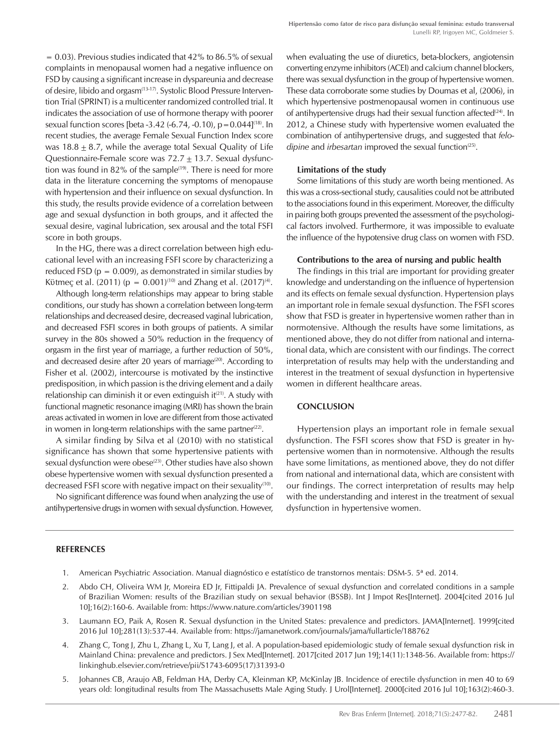= 0.03). Previous studies indicated that 42% to 86.5% of sexual complaints in menopausal women had a negative influence on FSD by causing a significant increase in dyspareunia and decrease of desire, libido and orgasm[13-17]. Systolic Blood Pressure Intervention Trial (SPRINT) is a multicenter randomized controlled trial. It indicates the association of use of hormone therapy with poorer sexual function scores [beta -3.42 (-6.74, -0.10), $p=0.044$][18]. In recent studies, the average Female Sexual Function Index score was $18.8 \pm 8.7$, while the average total Sexual Quality of Life Questionnaire-Female score was $72.7 \pm 13.7$. Sexual dysfunction was found in 82% of the sample[19]. There is need for more data in the literature concerning the symptoms of menopause with hypertension and their influence on sexual dysfunction. In this study, the results provide evidence of a correlation between age and sexual dysfunction in both groups, and it affected the sexual desire, vaginal lubrication, sex arousal and the total FSFI score in both groups.

In the HG, there was a direct correlation between high educational level with an increasing FSFI score by characterizing a reduced FSD ($p = 0.009$), as demonstrated in similar studies by Kütmeç et al. (2011) ($p = 0.001$)[10] and Zhang et al. (2017)[4].

Although long-term relationships may appear to bring stable conditions, our study has shown a correlation between long-term relationships and decreased desire, decreased vaginal lubrication, and decreased FSFI scores in both groups of patients. A similar survey in the 80s showed a 50% reduction in the frequency of orgasm in the first year of marriage, a further reduction of 50%, and decreased desire after 20 years of marriage[20]. According to Fisher et al. (2002), intercourse is motivated by the instinctive predisposition, in which passion is the driving element and a daily relationship can diminish it or even extinguish it[21]. A study with functional magnetic resonance imaging (MRI) has shown the brain areas activated in women in love are different from those activated in women in long-term relationships with the same partner[22].

A similar finding by Silva et al (2010) with no statistical significance has shown that some hypertensive patients with sexual dysfunction were obese[23]. Other studies have also shown obese hypertensive women with sexual dysfunction presented a decreased FSFI score with negative impact on their sexuality[10].

No significant difference was found when analyzing the use of antihypertensive drugs in women with sexual dysfunction. However, when evaluating the use of diuretics, beta-blockers, angiotensin converting enzyme inhibitors (ACEI) and calcium channel blockers, there was sexual dysfunction in the group of hypertensive women. These data corroborate some studies by Doumas et al, (2006), in which hypertensive postmenopausal women in continuous use of antihypertensive drugs had their sexual function affected[24]. In 2012, a Chinese study with hypertensive women evaluated the combination of antihypertensive drugs, and suggested that *felodipine* and *irbesartan* improved the sexual function[25].

### Limitations of the study

Some limitations of this study are worth being mentioned. As this was a cross-sectional study, causalities could not be attributed to the associations found in this experiment. Moreover, the difficulty in pairing both groups prevented the assessment of the psychological factors involved. Furthermore, it was impossible to evaluate the influence of the hypotensive drug class on women with FSD.

### Contributions to the area of nursing and public health

The findings in this trial are important for providing greater knowledge and understanding on the influence of hypertension and its effects on female sexual dysfunction. Hypertension plays an important role in female sexual dysfunction. The FSFI scores show that FSD is greater in hypertensive women rather than in normotensive. Although the results have some limitations, as mentioned above, they do not differ from national and international data, which are consistent with our findings. The correct interpretation of results may help with the understanding and interest in the treatment of sexual dysfunction in hypertensive women in different healthcare areas.

## CONCLUSION

Hypertension plays an important role in female sexual dysfunction. The FSFI scores show that FSD is greater in hypertensive women than in normotensive. Although the results have some limitations, as mentioned above, they do not differ from national and international data, which are consistent with our findings. The correct interpretation of results may help with the understanding and interest in the treatment of sexual dysfunction in hypertensive women.

## REFERENCES

1. American Psychiatric Association. Manual diagnóstico e estatístico de transtornos mentais: DSM-5. 5ª ed. 2014.
2. Abdo CH, Oliveira WM Jr, Moreira ED Jr, Fittipaldi JA. Prevalence of sexual dysfunction and correlated conditions in a sample of Brazilian Women: results of the Brazilian study on sexual behavior (BSSB). Int J Impot Res[Internet]. 2004[cited 2016 Jul 10];16(2):160-6. Available from: https://www.nature.com/articles/3901198
3. Laumann EO, Paik A, Rosen R. Sexual dysfunction in the United States: prevalence and predictors. JAMA[Internet]. 1999[cited 2016 Jul 10];281(13):537-44. Available from: https://jamanetwork.com/journals/jama/fullarticle/188762
4. Zhang C, Tong J, Zhu L, Zhang L, Xu T, Lang J, et al. A population-based epidemiologic study of female sexual dysfunction risk in Mainland China: prevalence and predictors. J Sex Med[Internet]. 2017[cited 2017 Jun 19];14(11):1348-56. Available from: https://linkinghub.elsevier.com/retrieve/pii/S1743-6095(17)31393-0
5. Johannes CB, Araujo AB, Feldman HA, Derby CA, Kleinman KP, McKinlay JB. Incidence of erectile dysfunction in men 40 to 69 years old: longitudinal results from The Massachusetts Male Aging Study. J Urol[Internet]. 2000[cited 2016 Jul 10];163(2):460-3.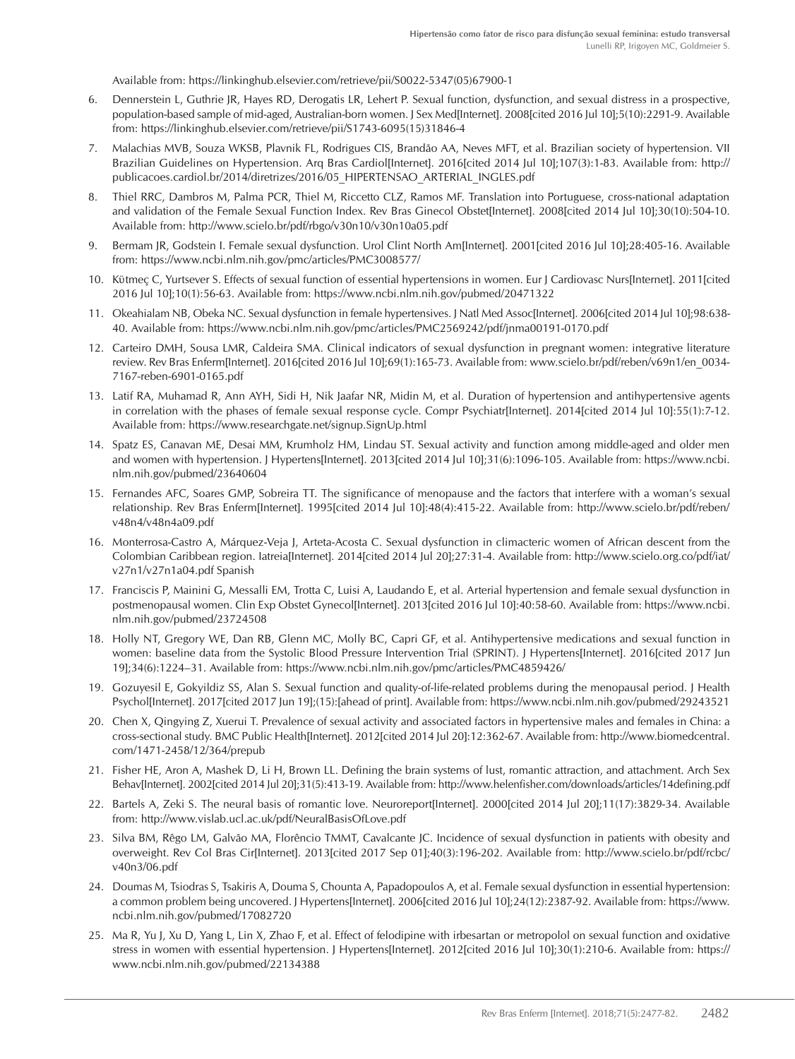Available from: https://linkinghub.elsevier.com/retrieve/pii/S0022-5347(05)67900-1

6. Dennerstein L, Guthrie JR, Hayes RD, Derogatis LR, Lehert P. Sexual function, dysfunction, and sexual distress in a prospective, population-based sample of mid-aged, Australian-born women. J Sex Med[Internet]. 2008[cited 2016 Jul 10];5(10):2291-9. Available from: https://linkinghub.elsevier.com/retrieve/pii/S1743-6095(15)31846-4
7. Malachias MVB, Souza WKSB, Plavnik FL, Rodrigues CIS, Brandão AA, Neves MFT, et al. Brazilian society of hypertension. VII Brazilian Guidelines on Hypertension. Arq Bras Cardiol[Internet]. 2016[cited 2014 Jul 10];107(3):1-83. Available from: http://publicacoes.cardiol.br/2014/diretrizes/2016/05_HIPERTENSAO_ARTERIAL_INGLES.pdf
8. Thiel RRC, Dambros M, Palma PCR, Thiel M, Riccetto CLZ, Ramos MF. Translation into Portuguese, cross-national adaptation and validation of the Female Sexual Function Index. Rev Bras Ginecol Obstet[Internet]. 2008[cited 2014 Jul 10];30(10):504-10. Available from: http://www.scielo.br/pdf/rbgo/v30n10/v30n10a05.pdf
9. Bermam JR, Godstein I. Female sexual dysfunction. Urol Clint North Am[Internet]. 2001[cited 2016 Jul 10];28:405-16. Available from: https://www.ncbi.nlm.nih.gov/pmc/articles/PMC3008577/
10. Kütmeç C, Yurtsever S. Effects of sexual function of essential hypertensions in women. Eur J Cardiovasc Nurs[Internet]. 2011[cited 2016 Jul 10];10(1):56-63. Available from: https://www.ncbi.nlm.nih.gov/pubmed/20471322
11. Okeahialam NB, Obeka NC. Sexual dysfunction in female hypertensives. J Natl Med Assoc[Internet]. 2006[cited 2014 Jul 10];98:638-40. Available from: https://www.ncbi.nlm.nih.gov/pmc/articles/PMC2569242/pdf/jnma00191-0170.pdf
12. Carteiro DMH, Sousa LMR, Caldeira SMA. Clinical indicators of sexual dysfunction in pregnant women: integrative literature review. Rev Bras Enferm[Internet]. 2016[cited 2016 Jul 10];69(1):165-73. Available from: www.scielo.br/pdf/reben/v69n1/en_0034-7167-reben-6901-0165.pdf
13. Latif RA, Muhamad R, Ann AYH, Sidi H, Nik Jaafar NR, Midin M, et al. Duration of hypertension and antihypertensive agents in correlation with the phases of female sexual response cycle. Compr Psychiatr[Internet]. 2014[cited 2014 Jul 10]:55(1):7-12. Available from: https://www.researchgate.net/signup.SignUp.html
14. Spatz ES, Canavan ME, Desai MM, Krumholz HM, Lindau ST. Sexual activity and function among middle-aged and older men and women with hypertension. J Hypertens[Internet]. 2013[cited 2014 Jul 10];31(6):1096-105. Available from: https://www.ncbi.nlm.nih.gov/pubmed/23640604
15. Fernandes AFC, Soares GMP, Sobreira TT. The significance of menopause and the factors that interfere with a woman's sexual relationship. Rev Bras Enferm[Internet]. 1995[cited 2014 Jul 10]:48(4):415-22. Available from: http://www.scielo.br/pdf/reben/v48n4/v48n4a09.pdf
16. Monterrosa-Castro A, Márquez-Veja J, Arteta-Acosta C. Sexual dysfunction in climacteric women of African descent from the Colombian Caribbean region. Iatreia[Internet]. 2014[cited 2014 Jul 20];27:31-4. Available from: http://www.scielo.org.co/pdf/iat/v27n1/v27n1a04.pdf Spanish
17. Franciscis P, Mainini G, Messalli EM, Trotta C, Luisi A, Laudando E, et al. Arterial hypertension and female sexual dysfunction in postmenopausal women. Clin Exp Obstet Gynecol[Internet]. 2013[cited 2016 Jul 10]:40:58-60. Available from: https://www.ncbi.nlm.nih.gov/pubmed/23724508
18. Holly NT, Gregory WE, Dan RB, Glenn MC, Molly BC, Capri GF, et al. Antihypertensive medications and sexual function in women: baseline data from the Systolic Blood Pressure Intervention Trial (SPRINT). J Hypertens[Internet]. 2016[cited 2017 Jun 19];34(6):1224–31. Available from: https://www.ncbi.nlm.nih.gov/pmc/articles/PMC4859426/
19. Gozuyesil E, Gokyildiz SS, Alan S. Sexual function and quality-of-life-related problems during the menopausal period. J Health Psychol[Internet]. 2017[cited 2017 Jun 19];(15):[ahead of print]. Available from: https://www.ncbi.nlm.nih.gov/pubmed/29243521
20. Chen X, Qingying Z, Xuerui T. Prevalence of sexual activity and associated factors in hypertensive males and females in China: a cross-sectional study. BMC Public Health[Internet]. 2012[cited 2014 Jul 20]:12:362-67. Available from: http://www.biomedcentral.com/1471-2458/12/364/prepub
21. Fisher HE, Aron A, Mashek D, Li H, Brown LL. Defining the brain systems of lust, romantic attraction, and attachment. Arch Sex Behav[Internet]. 2002[cited 2014 Jul 20];31(5):413-19. Available from: http://www.helenfisher.com/downloads/articles/14defining.pdf
22. Bartels A, Zeki S. The neural basis of romantic love. Neuroreport[Internet]. 2000[cited 2014 Jul 20];11(17):3829-34. Available from: http://www.vislab.ucl.ac.uk/pdf/NeuralBasisOfLove.pdf
23. Silva BM, Rêgo LM, Galvão MA, Florêncio TMMT, Cavalcante JC. Incidence of sexual dysfunction in patients with obesity and overweight. Rev Col Bras Cir[Internet]. 2013[cited 2017 Sep 01];40(3):196-202. Available from: http://www.scielo.br/pdf/rcbc/v40n3/06.pdf
24. Doumas M, Tsiodras S, Tsakiris A, Douma S, Chounta A, Papadopoulos A, et al. Female sexual dysfunction in essential hypertension: a common problem being uncovered. J Hypertens[Internet]. 2006[cited 2016 Jul 10];24(12):2387-92. Available from: https://www.ncbi.nlm.nih.gov/pubmed/17082720
25. Ma R, Yu J, Xu D, Yang L, Lin X, Zhao F, et al. Effect of felodipine with irbesartan or metropolol on sexual function and oxidative stress in women with essential hypertension. J Hypertens[Internet]. 2012[cited 2016 Jul 10];30(1):210-6. Available from: https://www.ncbi.nlm.nih.gov/pubmed/22134388